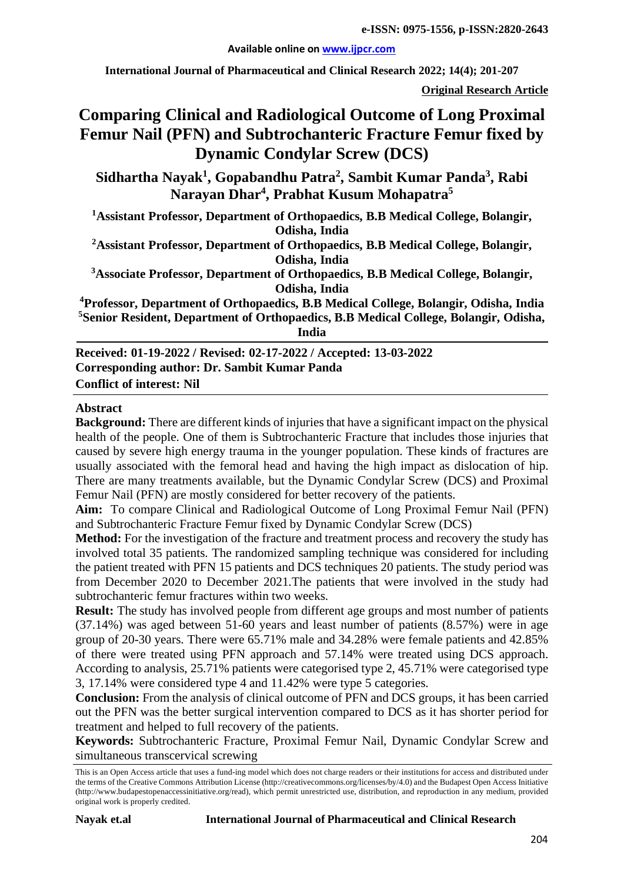**e-ISSN: 0975-1556, p-ISSN:2820-2643**

**Available online on www.ijpcr.com**

**International Journal of Pharmaceutical and Clinical Research 2022; 14(4); 201-207**

**Original Research Article**

# Comparing Clinical and Radiological Outcome of Long Proximal Femur Nail (PFN) and Subtrochanteric Fracture Femur fixed by Dynamic Condylar Screw (DCS)

**Sidhartha Nayak[1], Gopabandhu Patra[2], Sambit Kumar Panda[3], Rabi Narayan Dhar[4], Prabhat Kusum Mohapatra[5]**

**[1]Assistant Professor, Department of Orthopaedics, B.B Medical College, Bolangir, Odisha, India**

**[2]Assistant Professor, Department of Orthopaedics, B.B Medical College, Bolangir, Odisha, India**

**[3]Associate Professor, Department of Orthopaedics, B.B Medical College, Bolangir, Odisha, India**

**[4]Professor, Department of Orthopaedics, B.B Medical College, Bolangir, Odisha, India**

**[5]Senior Resident, Department of Orthopaedics, B.B Medical College, Bolangir, Odisha, India**

**Received: 01-19-2022 / Revised: 02-17-2022 / Accepted: 13-03-2022**
**Corresponding author: Dr. Sambit Kumar Panda**
**Conflict of interest: Nil**

## Abstract

**Background:** There are different kinds of injuries that have a significant impact on the physical health of the people. One of them is Subtrochanteric Fracture that includes those injuries that caused by severe high energy trauma in the younger population. These kinds of fractures are usually associated with the femoral head and having the high impact as dislocation of hip. There are many treatments available, but the Dynamic Condylar Screw (DCS) and Proximal Femur Nail (PFN) are mostly considered for better recovery of the patients.

**Aim:** To compare Clinical and Radiological Outcome of Long Proximal Femur Nail (PFN) and Subtrochanteric Fracture Femur fixed by Dynamic Condylar Screw (DCS)

**Method:** For the investigation of the fracture and treatment process and recovery the study has involved total 35 patients. The randomized sampling technique was considered for including the patient treated with PFN 15 patients and DCS techniques 20 patients. The study period was from December 2020 to December 2021.The patients that were involved in the study had subtrochanteric femur fractures within two weeks.

**Result:** The study has involved people from different age groups and most number of patients (37.14%) was aged between 51-60 years and least number of patients (8.57%) were in age group of 20-30 years. There were 65.71% male and 34.28% were female patients and 42.85% of there were treated using PFN approach and 57.14% were treated using DCS approach. According to analysis, 25.71% patients were categorised type 2, 45.71% were categorised type 3, 17.14% were considered type 4 and 11.42% were type 5 categories.

**Conclusion:** From the analysis of clinical outcome of PFN and DCS groups, it has been carried out the PFN was the better surgical intervention compared to DCS as it has shorter period for treatment and helped to full recovery of the patients.

**Keywords:** Subtrochanteric Fracture, Proximal Femur Nail, Dynamic Condylar Screw and simultaneous transcervical screwing

This is an Open Access article that uses a fund-ing model which does not charge readers or their institutions for access and distributed under the terms of the Creative Commons Attribution License (http://creativecommons.org/licenses/by/4.0) and the Budapest Open Access Initiative (http://www.budapestopenaccessinitiative.org/read), which permit unrestricted use, distribution, and reproduction in any medium, provided original work is properly credited.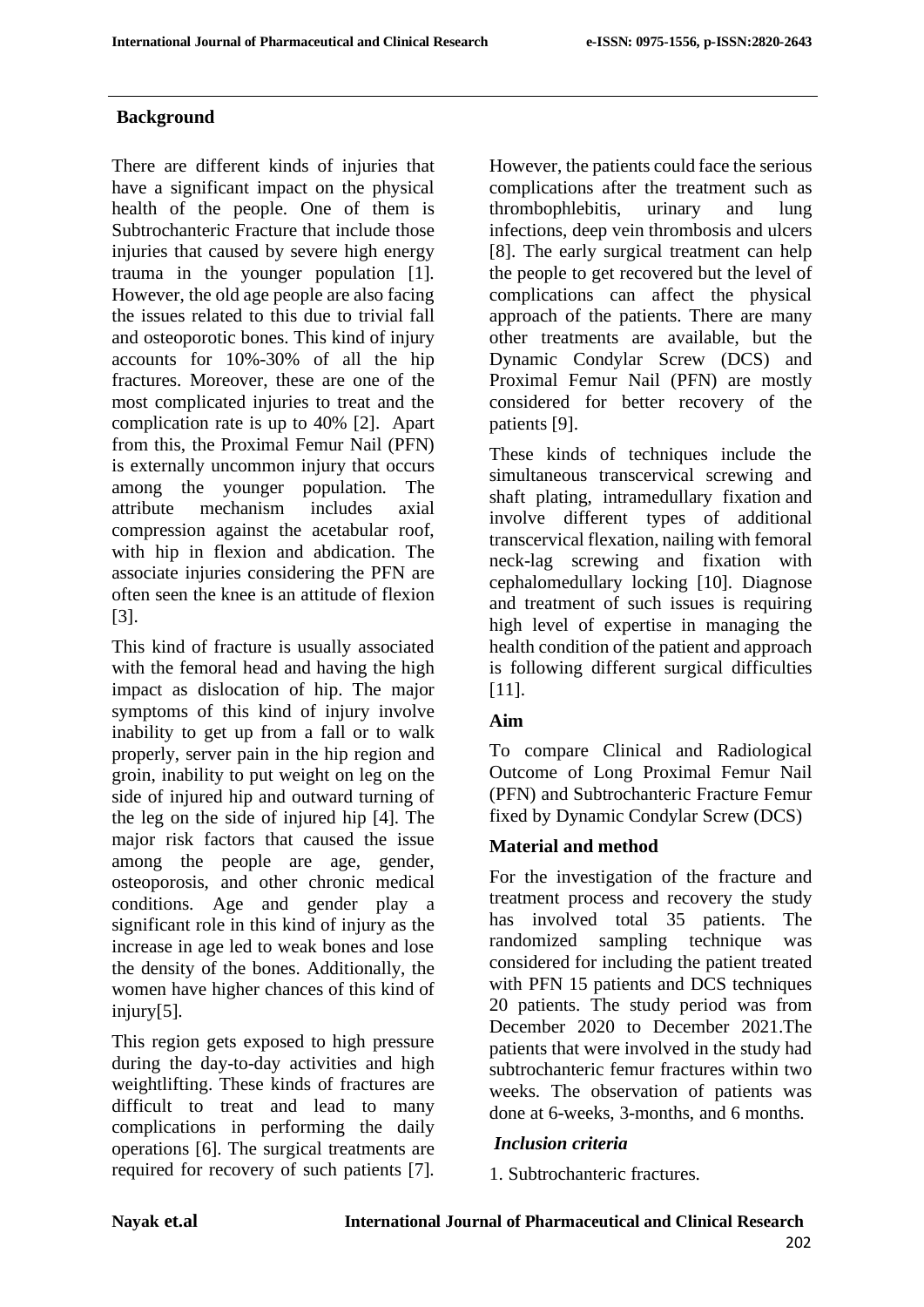## Background

There are different kinds of injuries that have a significant impact on the physical health of the people. One of them is Subtrochanteric Fracture that include those injuries that caused by severe high energy trauma in the younger population [1]. However, the old age people are also facing the issues related to this due to trivial fall and osteoporotic bones. This kind of injury accounts for 10%-30% of all the hip fractures. Moreover, these are one of the most complicated injuries to treat and the complication rate is up to 40% [2]. Apart from this, the Proximal Femur Nail (PFN) is externally uncommon injury that occurs among the younger population. The attribute mechanism includes axial compression against the acetabular roof, with hip in flexion and abdication. The associate injuries considering the PFN are often seen the knee is an attitude of flexion [3].

This kind of fracture is usually associated with the femoral head and having the high impact as dislocation of hip. The major symptoms of this kind of injury involve inability to get up from a fall or to walk properly, server pain in the hip region and groin, inability to put weight on leg on the side of injured hip and outward turning of the leg on the side of injured hip [4]. The major risk factors that caused the issue among the people are age, gender, osteoporosis, and other chronic medical conditions. Age and gender play a significant role in this kind of injury as the increase in age led to weak bones and lose the density of the bones. Additionally, the women have higher chances of this kind of injury[5].

This region gets exposed to high pressure during the day-to-day activities and high weightlifting. These kinds of fractures are difficult to treat and lead to many complications in performing the daily operations [6]. The surgical treatments are required for recovery of such patients [7]. However, the patients could face the serious complications after the treatment such as thrombophlebitis, urinary and lung infections, deep vein thrombosis and ulcers [8]. The early surgical treatment can help the people to get recovered but the level of complications can affect the physical approach of the patients. There are many other treatments are available, but the Dynamic Condylar Screw (DCS) and Proximal Femur Nail (PFN) are mostly considered for better recovery of the patients [9].

These kinds of techniques include the simultaneous transcervical screwing and shaft plating, intramedullary fixation and involve different types of additional transcervical flexation, nailing with femoral neck-lag screwing and fixation with cephalomedullary locking [10]. Diagnose and treatment of such issues is requiring high level of expertise in managing the health condition of the patient and approach is following different surgical difficulties [11].

## Aim

To compare Clinical and Radiological Outcome of Long Proximal Femur Nail (PFN) and Subtrochanteric Fracture Femur fixed by Dynamic Condylar Screw (DCS)

## Material and method

For the investigation of the fracture and treatment process and recovery the study has involved total 35 patients. The randomized sampling technique was considered for including the patient treated with PFN 15 patients and DCS techniques 20 patients. The study period was from December 2020 to December 2021.The patients that were involved in the study had subtrochanteric femur fractures within two weeks. The observation of patients was done at 6-weeks, 3-months, and 6 months.

### *Inclusion criteria*

1. Subtrochanteric fractures.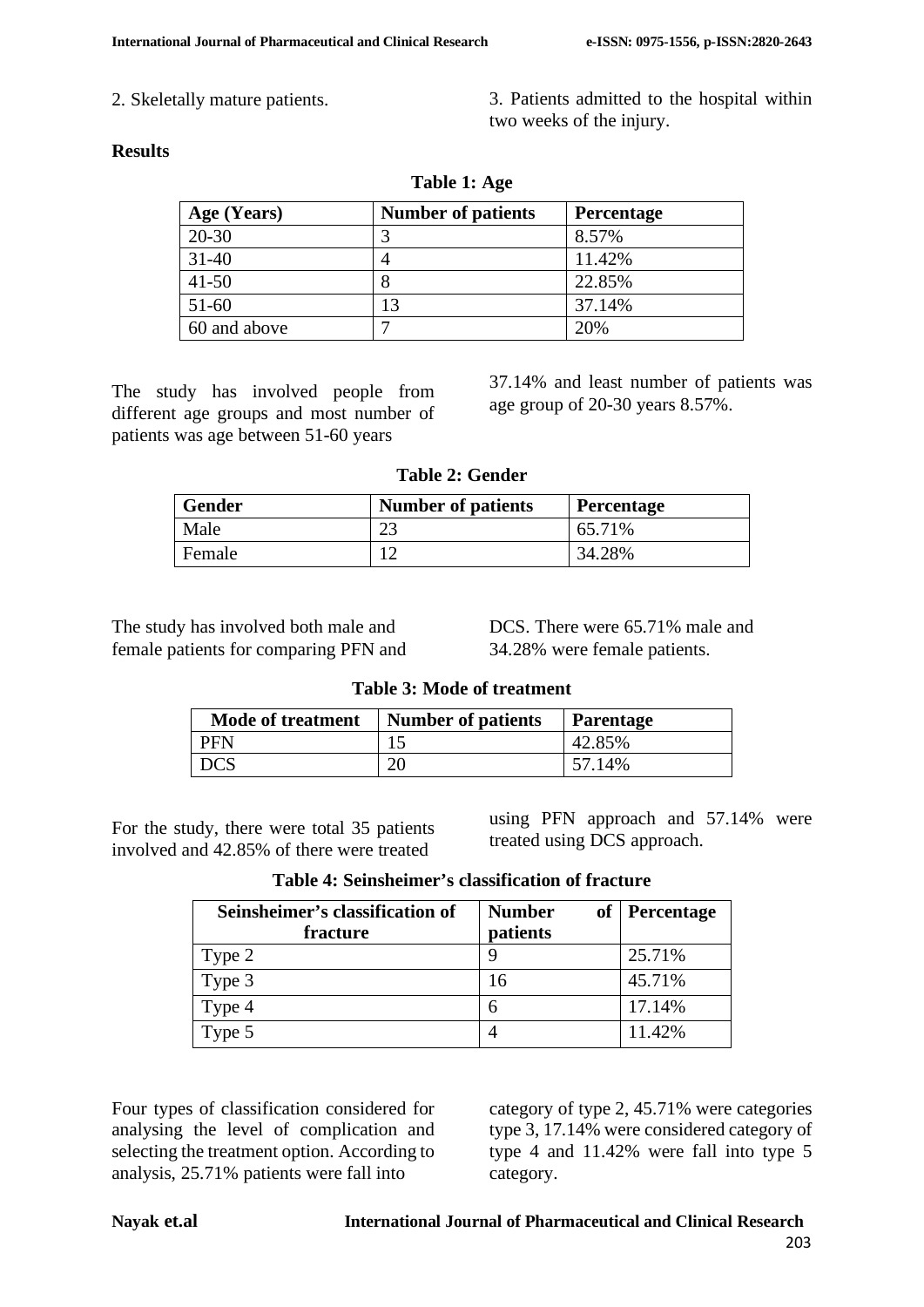2. Skeletally mature patients.

3. Patients admitted to the hospital within two weeks of the injury.

## Results

**Table 1: Age**

| Age (Years) | Number of patients | Percentage |
|---|---|---|
| 20-30 | 3 | 8.57% |
| 31-40 | 4 | 11.42% |
| 41-50 | 8 | 22.85% |
| 51-60 | 13 | 37.14% |
| 60 and above | 7 | 20% |

The study has involved people from different age groups and most number of patients was age between 51-60 years 37.14% and least number of patients was age group of 20-30 years 8.57%.

**Table 2: Gender**

| Gender | Number of patients | Percentage |
|---|---|---|
| Male | 23 | 65.71% |
| Female | 12 | 34.28% |

The study has involved both male and female patients for comparing PFN and DCS. There were 65.71% male and 34.28% were female patients.

**Table 3: Mode of treatment**

| Mode of treatment | Number of patients | Parentage |
|---|---|---|
| PFN | 15 | 42.85% |
| DCS | 20 | 57.14% |

For the study, there were total 35 patients involved and 42.85% of there were treated using PFN approach and 57.14% were treated using DCS approach.

**Table 4: Seinsheimer's classification of fracture**

| Seinsheimer's classification of fracture | Number of patients | Percentage |
|---|---|---|
| Type 2 | 9 | 25.71% |
| Type 3 | 16 | 45.71% |
| Type 4 | 6 | 17.14% |
| Type 5 | 4 | 11.42% |

Four types of classification considered for analysing the level of complication and selecting the treatment option. According to analysis, 25.71% patients were fall into category of type 2, 45.71% were categories type 3, 17.14% were considered category of type 4 and 11.42% were fall into type 5 category.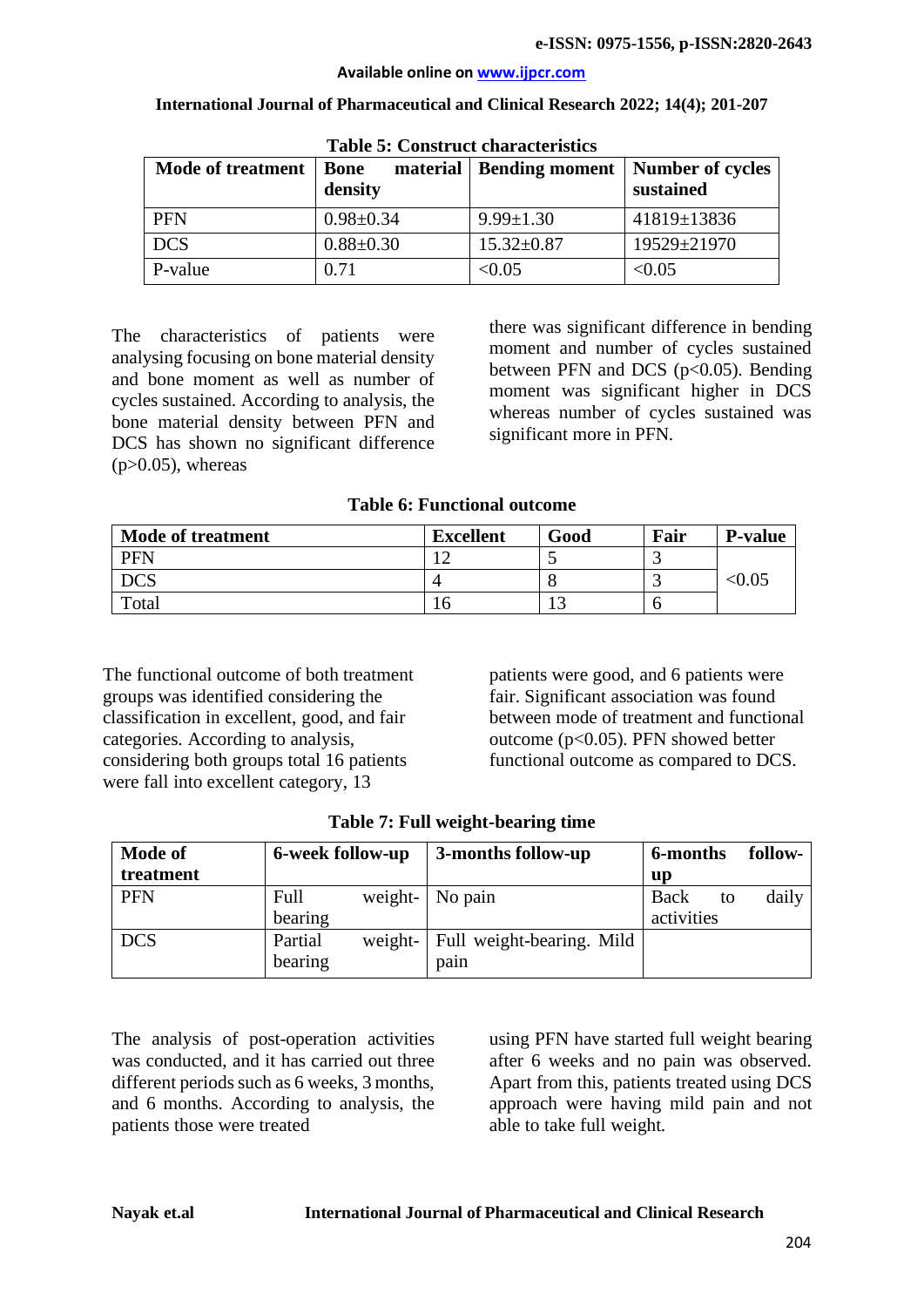**Table 5: Construct characteristics**

| Mode of treatment | Bone material density | Bending moment | Number of cycles sustained |
|---|---|---|---|
| PFN | 0.98±0.34 | 9.99±1.30 | 41819±13836 |
| DCS | 0.88±0.30 | 15.32±0.87 | 19529±21970 |
| P-value | 0.71 | <0.05 | <0.05 |

The characteristics of patients were analysing focusing on bone material density and bone moment as well as number of cycles sustained. According to analysis, the bone material density between PFN and DCS has shown no significant difference ($p>0.05$), whereas there was significant difference in bending moment and number of cycles sustained between PFN and DCS ($p<0.05$). Bending moment was significant higher in DCS whereas number of cycles sustained was significant more in PFN.

**Table 6: Functional outcome**

| Mode of treatment | Excellent | Good | Fair | P-value |
|---|---|---|---|---|
| PFN | 12 | 5 | 3 | <0.05 |
| DCS | 4 | 8 | 3 | |
| Total | 16 | 13 | 6 | |

The functional outcome of both treatment groups was identified considering the classification in excellent, good, and fair categories. According to analysis, considering both groups total 16 patients were fall into excellent category, 13 patients were good, and 6 patients were fair. Significant association was found between mode of treatment and functional outcome ($p<0.05$). PFN showed better functional outcome as compared to DCS.

**Table 7: Full weight-bearing time**

| Mode of treatment | 6-week follow-up | 3-months follow-up | 6-months follow-up |
|---|---|---|---|
| PFN | Full weight-bearing | No pain | Back to daily activities |
| DCS | Partial weight-bearing | Full weight-bearing. Mild pain | |

The analysis of post-operation activities was conducted, and it has carried out three different periods such as 6 weeks, 3 months, and 6 months. According to analysis, the patients those were treated using PFN have started full weight bearing after 6 weeks and no pain was observed. Apart from this, patients treated using DCS approach were having mild pain and not able to take full weight.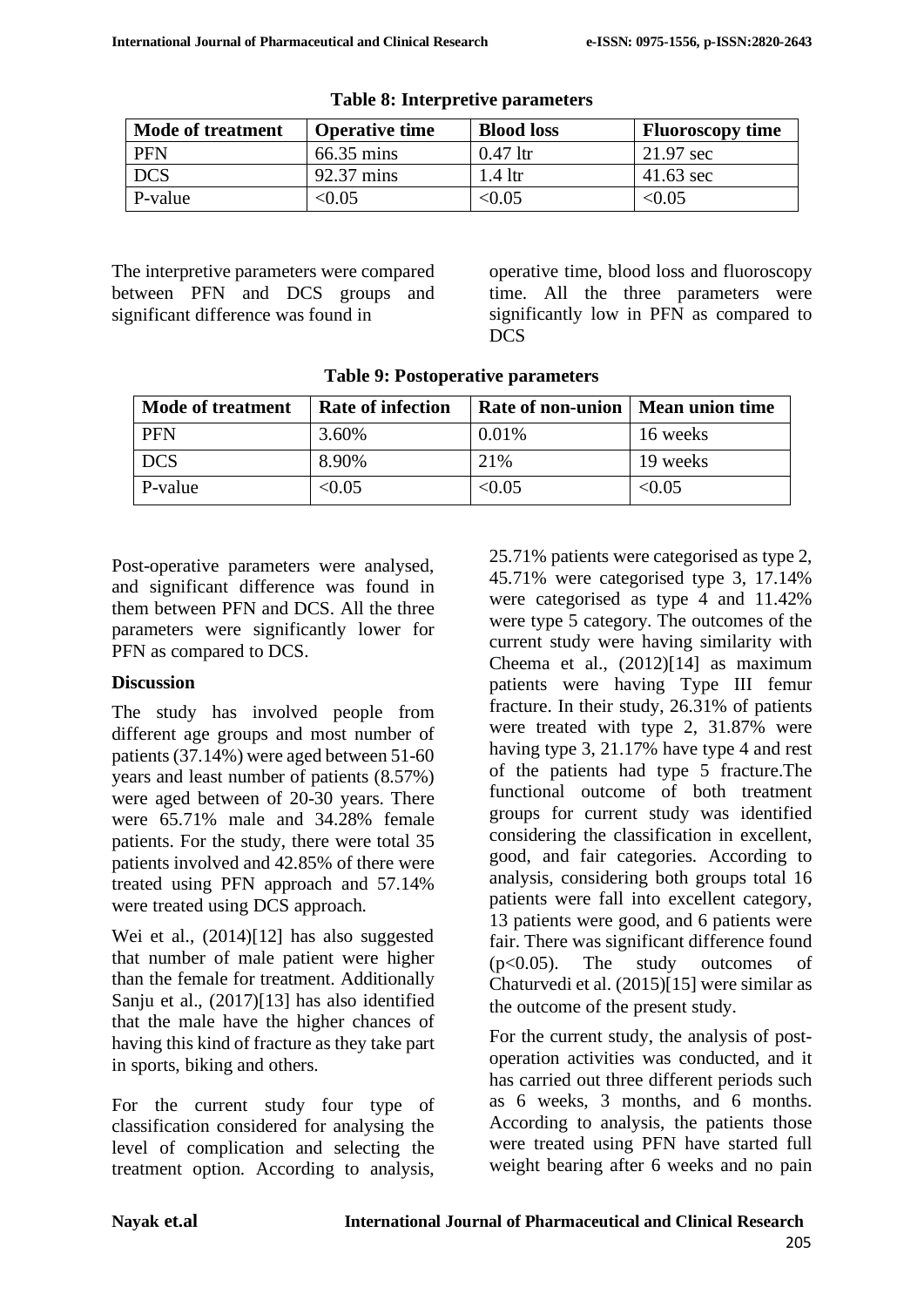**Table 8: Interpretive parameters**

| Mode of treatment | Operative time | Blood loss | Fluoroscopy time |
| --- | --- | --- | --- |
| PFN | 66.35 mins | 0.47 ltr | 21.97 sec |
| DCS | 92.37 mins | 1.4 ltr | 41.63 sec |
| P-value | <0.05 | <0.05 | <0.05 |

The interpretive parameters were compared between PFN and DCS groups and significant difference was found in operative time, blood loss and fluoroscopy time. All the three parameters were significantly low in PFN as compared to DCS

**Table 9: Postoperative parameters**

| Mode of treatment | Rate of infection | Rate of non-union | Mean union time |
| --- | --- | --- | --- |
| PFN | 3.60% | 0.01% | 16 weeks |
| DCS | 8.90% | 21% | 19 weeks |
| P-value | <0.05 | <0.05 | <0.05 |

Post-operative parameters were analysed, and significant difference was found in them between PFN and DCS. All the three parameters were significantly lower for PFN as compared to DCS.

## Discussion

The study has involved people from different age groups and most number of patients (37.14%) were aged between 51-60 years and least number of patients (8.57%) were aged between of 20-30 years. There were 65.71% male and 34.28% female patients. For the study, there were total 35 patients involved and 42.85% of there were treated using PFN approach and 57.14% were treated using DCS approach.

Wei et al., (2014)[12] has also suggested that number of male patient were higher than the female for treatment. Additionally Sanju et al., (2017)[13] has also identified that the male have the higher chances of having this kind of fracture as they take part in sports, biking and others.

For the current study four type of classification considered for analysing the level of complication and selecting the treatment option. According to analysis, 25.71% patients were categorised as type 2, 45.71% were categorised type 3, 17.14% were categorised as type 4 and 11.42% were type 5 category. The outcomes of the current study were having similarity with Cheema et al., (2012)[14] as maximum patients were having Type III femur fracture. In their study, 26.31% of patients were treated with type 2, 31.87% were having type 3, 21.17% have type 4 and rest of the patients had type 5 fracture.The functional outcome of both treatment groups for current study was identified considering the classification in excellent, good, and fair categories. According to analysis, considering both groups total 16 patients were fall into excellent category, 13 patients were good, and 6 patients were fair. There was significant difference found ($p<0.05$). The study outcomes of Chaturvedi et al. (2015)[15] were similar as the outcome of the present study.

For the current study, the analysis of post-operation activities was conducted, and it has carried out three different periods such as 6 weeks, 3 months, and 6 months. According to analysis, the patients those were treated using PFN have started full weight bearing after 6 weeks and no pain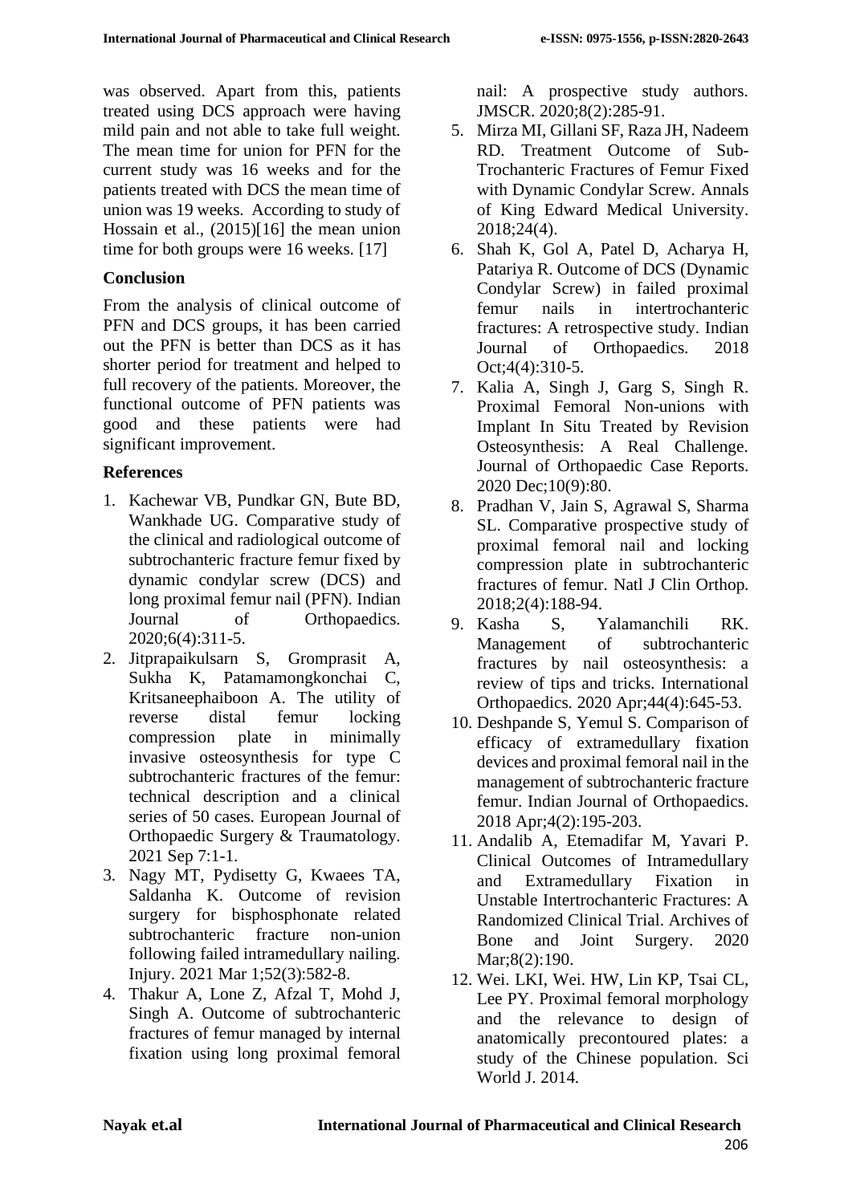was observed. Apart from this, patients treated using DCS approach were having mild pain and not able to take full weight. The mean time for union for PFN for the current study was 16 weeks and for the patients treated with DCS the mean time of union was 19 weeks. According to study of Hossain et al., (2015)[16] the mean union time for both groups were 16 weeks. [17]

## Conclusion

From the analysis of clinical outcome of PFN and DCS groups, it has been carried out the PFN is better than DCS as it has shorter period for treatment and helped to full recovery of the patients. Moreover, the functional outcome of PFN patients was good and these patients were had significant improvement.

## References

1. Kachewar VB, Pundkar GN, Bute BD, Wankhade UG. Comparative study of the clinical and radiological outcome of subtrochanteric fracture femur fixed by dynamic condylar screw (DCS) and long proximal femur nail (PFN). Indian Journal of Orthopaedics. 2020;6(4):311-5.
2. Jitprapaikulsarn S, Gromprasit A, Sukha K, Patamamongkonchai C, Kritsaneephaiboon A. The utility of reverse distal femur locking compression plate in minimally invasive osteosynthesis for type C subtrochanteric fractures of the femur: technical description and a clinical series of 50 cases. European Journal of Orthopaedic Surgery & Traumatology. 2021 Sep 7:1-1.
3. Nagy MT, Pydisetty G, Kwaees TA, Saldanha K. Outcome of revision surgery for bisphosphonate related subtrochanteric fracture non-union following failed intramedullary nailing. Injury. 2021 Mar 1;52(3):582-8.
4. Thakur A, Lone Z, Afzal T, Mohd J, Singh A. Outcome of subtrochanteric fractures of femur managed by internal fixation using long proximal femoral nail: A prospective study authors. JMSCR. 2020;8(2):285-91.
5. Mirza MI, Gillani SF, Raza JH, Nadeem RD. Treatment Outcome of Sub-Trochanteric Fractures of Femur Fixed with Dynamic Condylar Screw. Annals of King Edward Medical University. 2018;24(4).
6. Shah K, Gol A, Patel D, Acharya H, Patariya R. Outcome of DCS (Dynamic Condylar Screw) in failed proximal femur nails in intertrochanteric fractures: A retrospective study. Indian Journal of Orthopaedics. 2018 Oct;4(4):310-5.
7. Kalia A, Singh J, Garg S, Singh R. Proximal Femoral Non-unions with Implant In Situ Treated by Revision Osteosynthesis: A Real Challenge. Journal of Orthopaedic Case Reports. 2020 Dec;10(9):80.
8. Pradhan V, Jain S, Agrawal S, Sharma SL. Comparative prospective study of proximal femoral nail and locking compression plate in subtrochanteric fractures of femur. Natl J Clin Orthop. 2018;2(4):188-94.
9. Kasha S, Yalamanchili RK. Management of subtrochanteric fractures by nail osteosynthesis: a review of tips and tricks. International Orthopaedics. 2020 Apr;44(4):645-53.
10. Deshpande S, Yemul S. Comparison of efficacy of extramedullary fixation devices and proximal femoral nail in the management of subtrochanteric fracture femur. Indian Journal of Orthopaedics. 2018 Apr;4(2):195-203.
11. Andalib A, Etemadifar M, Yavari P. Clinical Outcomes of Intramedullary and Extramedullary Fixation in Unstable Intertrochanteric Fractures: A Randomized Clinical Trial. Archives of Bone and Joint Surgery. 2020 Mar;8(2):190.
12. Wei. LKI, Wei. HW, Lin KP, Tsai CL, Lee PY. Proximal femoral morphology and the relevance to design of anatomically precontoured plates: a study of the Chinese population. Sci World J. 2014.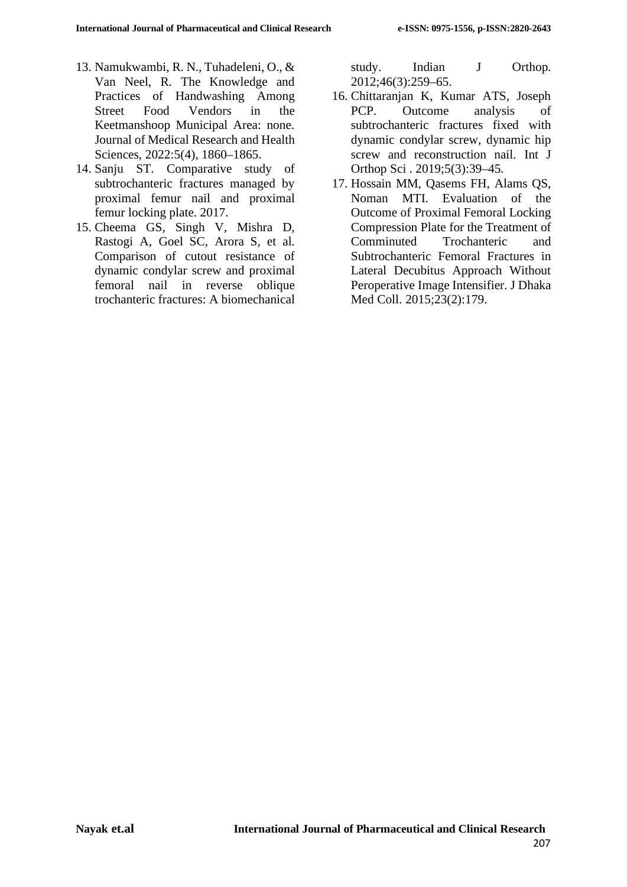13. Namukwambi, R. N., Tuhadeleni, O., & Van Neel, R. The Knowledge and Practices of Handwashing Among Street Food Vendors in the Keetmanshoop Municipal Area: none. Journal of Medical Research and Health Sciences, 2022:5(4), 1860–1865.
14. Sanju ST. Comparative study of subtrochanteric fractures managed by proximal femur nail and proximal femur locking plate. 2017.
15. Cheema GS, Singh V, Mishra D, Rastogi A, Goel SC, Arora S, et al. Comparison of cutout resistance of dynamic condylar screw and proximal femoral nail in reverse oblique trochanteric fractures: A biomechanical study. Indian J Orthop. 2012;46(3):259–65.
16. Chittaranjan K, Kumar ATS, Joseph PCP. Outcome analysis of subtrochanteric fractures fixed with dynamic condylar screw, dynamic hip screw and reconstruction nail. Int J Orthop Sci . 2019;5(3):39–45.
17. Hossain MM, Qasems FH, Alams QS, Noman MTI. Evaluation of the Outcome of Proximal Femoral Locking Compression Plate for the Treatment of Comminuted Trochanteric and Subtrochanteric Femoral Fractures in Lateral Decubitus Approach Without Peroperative Image Intensifier. J Dhaka Med Coll. 2015;23(2):179.